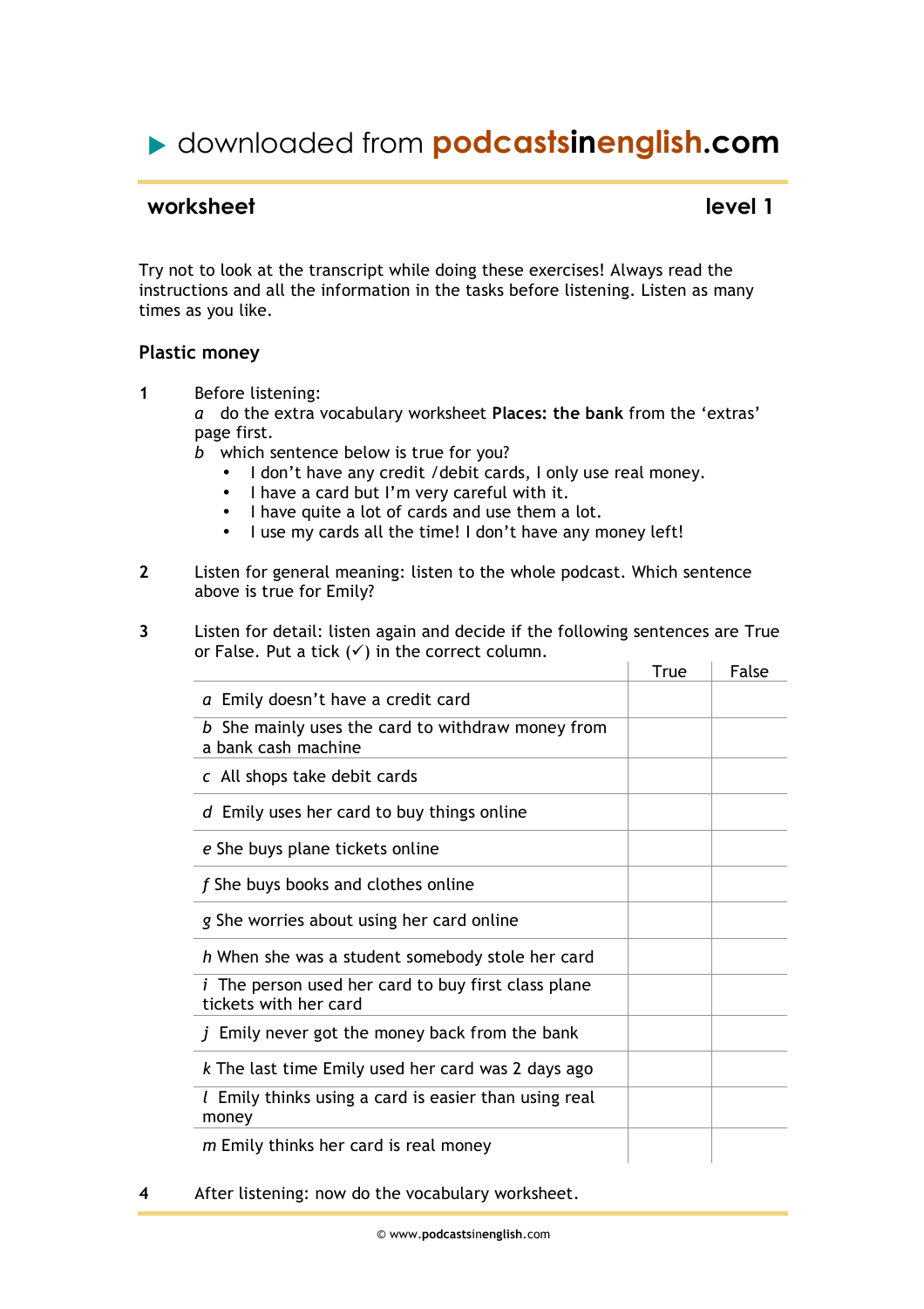# ▶ downloaded from podcastsinenglish.com

## worksheet — level 1

Try not to look at the transcript while doing these exercises! Always read the instructions and all the information in the tasks before listening. Listen as many times as you like.

### Plastic money

**1** Before listening:

*a* do the extra vocabulary worksheet **Places: the bank** from the 'extras' page first.

*b* which sentence below is true for you?

- I don't have any credit /debit cards, I only use real money.
- I have a card but I'm very careful with it.
- I have quite a lot of cards and use them a lot.
- I use my cards all the time! I don't have any money left!

**2** Listen for general meaning: listen to the whole podcast. Which sentence above is true for Emily?

**3** Listen for detail: listen again and decide if the following sentences are True or False. Put a tick (✓) in the correct column.

| | True | False |
|---|---|---|
| *a* Emily doesn't have a credit card | | |
| *b* She mainly uses the card to withdraw money from a bank cash machine | | |
| *c* All shops take debit cards | | |
| *d* Emily uses her card to buy things online | | |
| *e* She buys plane tickets online | | |
| *f* She buys books and clothes online | | |
| *g* She worries about using her card online | | |
| *h* When she was a student somebody stole her card | | |
| *i* The person used her card to buy first class plane tickets with her card | | |
| *j* Emily never got the money back from the bank | | |
| *k* The last time Emily used her card was 2 days ago | | |
| *l* Emily thinks using a card is easier than using real money | | |
| *m* Emily thinks her card is real money | | |

**4** After listening: now do the vocabulary worksheet.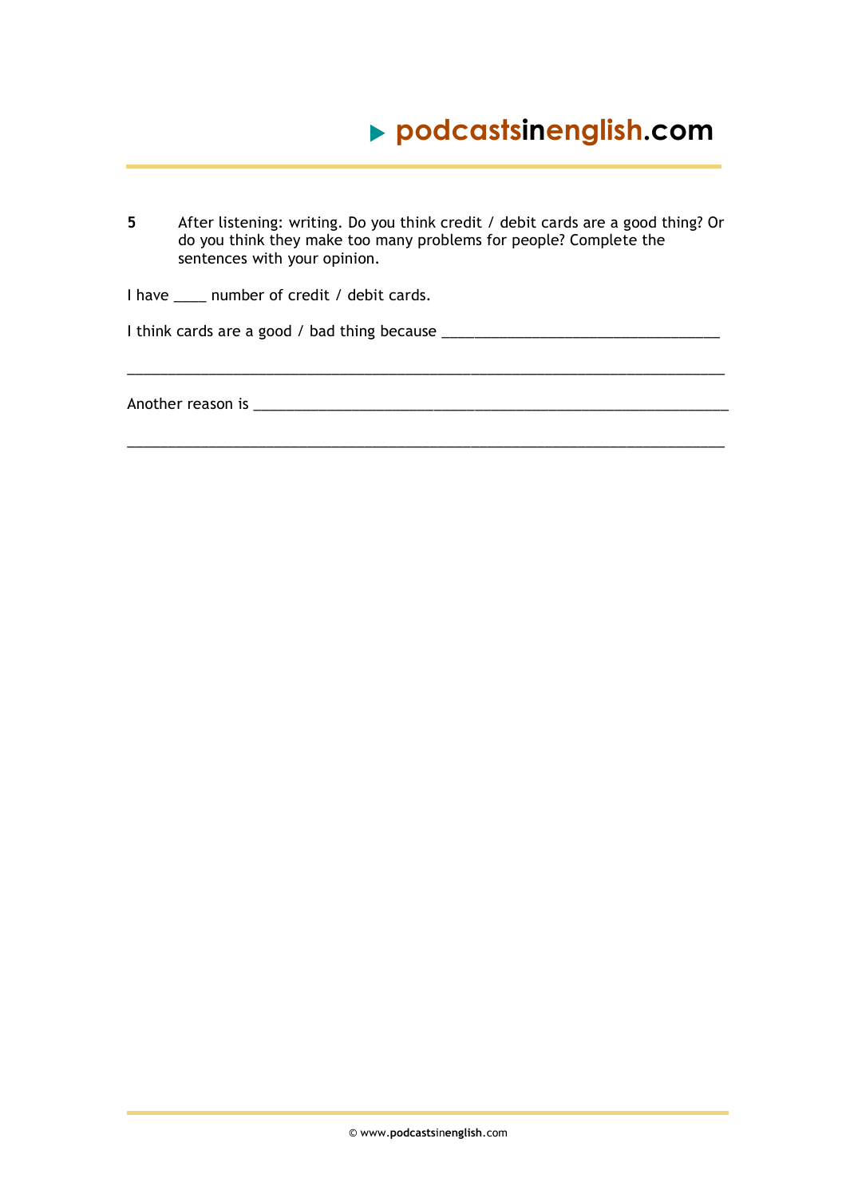**5** After listening: writing. Do you think credit / debit cards are a good thing? Or do you think they make too many problems for people? Complete the sentences with your opinion.

I have ____ number of credit / debit cards.

I think cards are a good / bad thing because ___________________________________

_____________________________________________________________________________

Another reason is ____________________________________________________________

_____________________________________________________________________________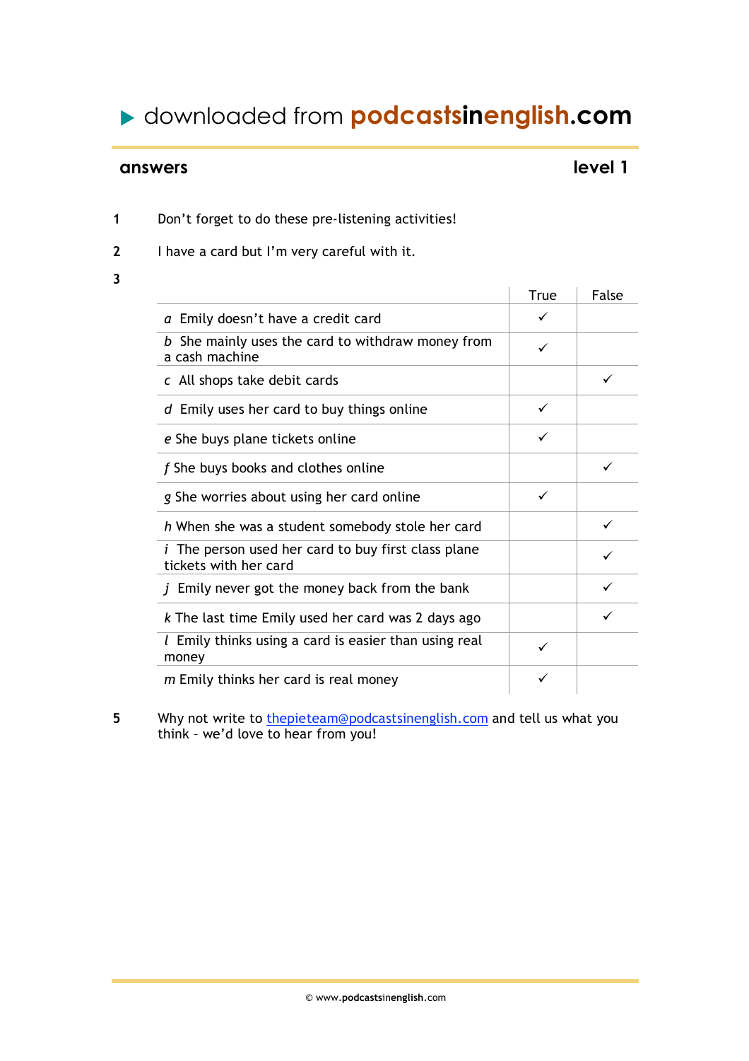▶ downloaded from **podcastsinenglish.com**

## answers — level 1

**1** Don't forget to do these pre-listening activities!

**2** I have a card but I'm very careful with it.

**3**

| | True | False |
|---|---|---|
| *a* Emily doesn't have a credit card | ✓ | |
| *b* She mainly uses the card to withdraw money from a cash machine | ✓ | |
| *c* All shops take debit cards | | ✓ |
| *d* Emily uses her card to buy things online | ✓ | |
| *e* She buys plane tickets online | ✓ | |
| *f* She buys books and clothes online | | ✓ |
| *g* She worries about using her card online | ✓ | |
| *h* When she was a student somebody stole her card | | ✓ |
| *i* The person used her card to buy first class plane tickets with her card | | ✓ |
| *j* Emily never got the money back from the bank | | ✓ |
| *k* The last time Emily used her card was 2 days ago | | ✓ |
| *l* Emily thinks using a card is easier than using real money | ✓ | |
| *m* Emily thinks her card is real money | ✓ | |

**5** Why not write to thepieteam@podcastsinenglish.com and tell us what you think – we'd love to hear from you!